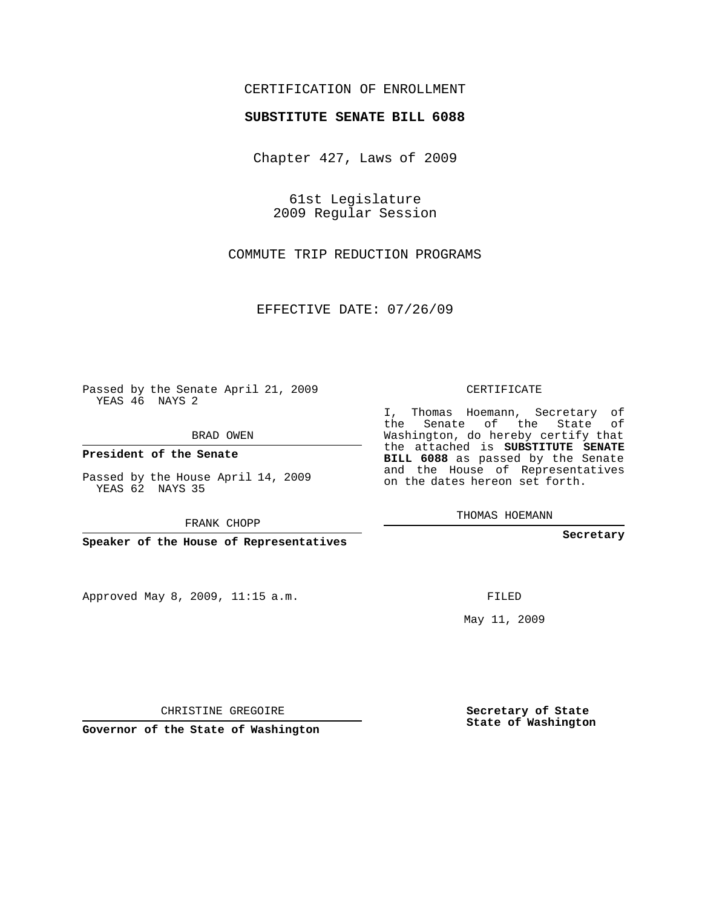CERTIFICATION OF ENROLLMENT

**SUBSTITUTE SENATE BILL 6088**

Chapter 427, Laws of 2009

61st Legislature
2009 Regular Session

COMMUTE TRIP REDUCTION PROGRAMS

EFFECTIVE DATE: 07/26/09

Passed by the Senate April 21, 2009
YEAS 46 NAYS 2

BRAD OWEN

**President of the Senate**

Passed by the House April 14, 2009
YEAS 62 NAYS 35

FRANK CHOPP

**Speaker of the House of Representatives**

Approved May 8, 2009, 11:15 a.m.

CHRISTINE GREGOIRE

**Governor of the State of Washington**

CERTIFICATE

I, Thomas Hoemann, Secretary of the Senate of the State of Washington, do hereby certify that the attached is **SUBSTITUTE SENATE BILL 6088** as passed by the Senate and the House of Representatives on the dates hereon set forth.

THOMAS HOEMANN

**Secretary**

FILED

May 11, 2009

**Secretary of State State of Washington**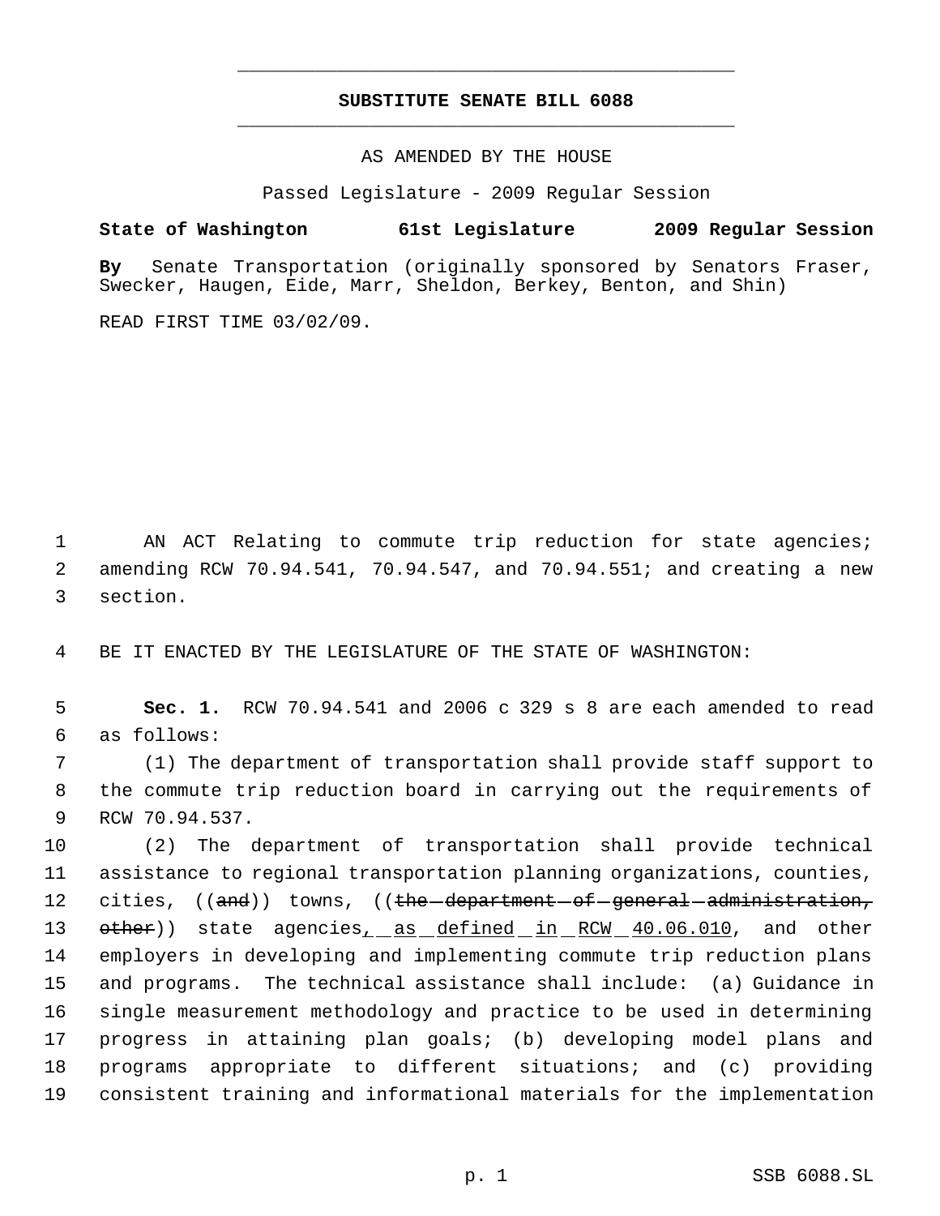# SUBSTITUTE SENATE BILL 6088

AS AMENDED BY THE HOUSE

Passed Legislature - 2009 Regular Session

**State of Washington 61st Legislature 2009 Regular Session**

**By** Senate Transportation (originally sponsored by Senators Fraser, Swecker, Haugen, Eide, Marr, Sheldon, Berkey, Benton, and Shin)

READ FIRST TIME 03/02/09.

AN ACT Relating to commute trip reduction for state agencies; amending RCW 70.94.541, 70.94.547, and 70.94.551; and creating a new section.

BE IT ENACTED BY THE LEGISLATURE OF THE STATE OF WASHINGTON:

**Sec. 1.** RCW 70.94.541 and 2006 c 329 s 8 are each amended to read as follows:

(1) The department of transportation shall provide staff support to the commute trip reduction board in carrying out the requirements of RCW 70.94.537.

(2) The department of transportation shall provide technical assistance to regional transportation planning organizations, counties, cities, ((~~and~~)) towns, ((~~the department of general administration, other~~)) state agencies, as defined in RCW 40.06.010, and other employers in developing and implementing commute trip reduction plans and programs. The technical assistance shall include: (a) Guidance in single measurement methodology and practice to be used in determining progress in attaining plan goals; (b) developing model plans and programs appropriate to different situations; and (c) providing consistent training and informational materials for the implementation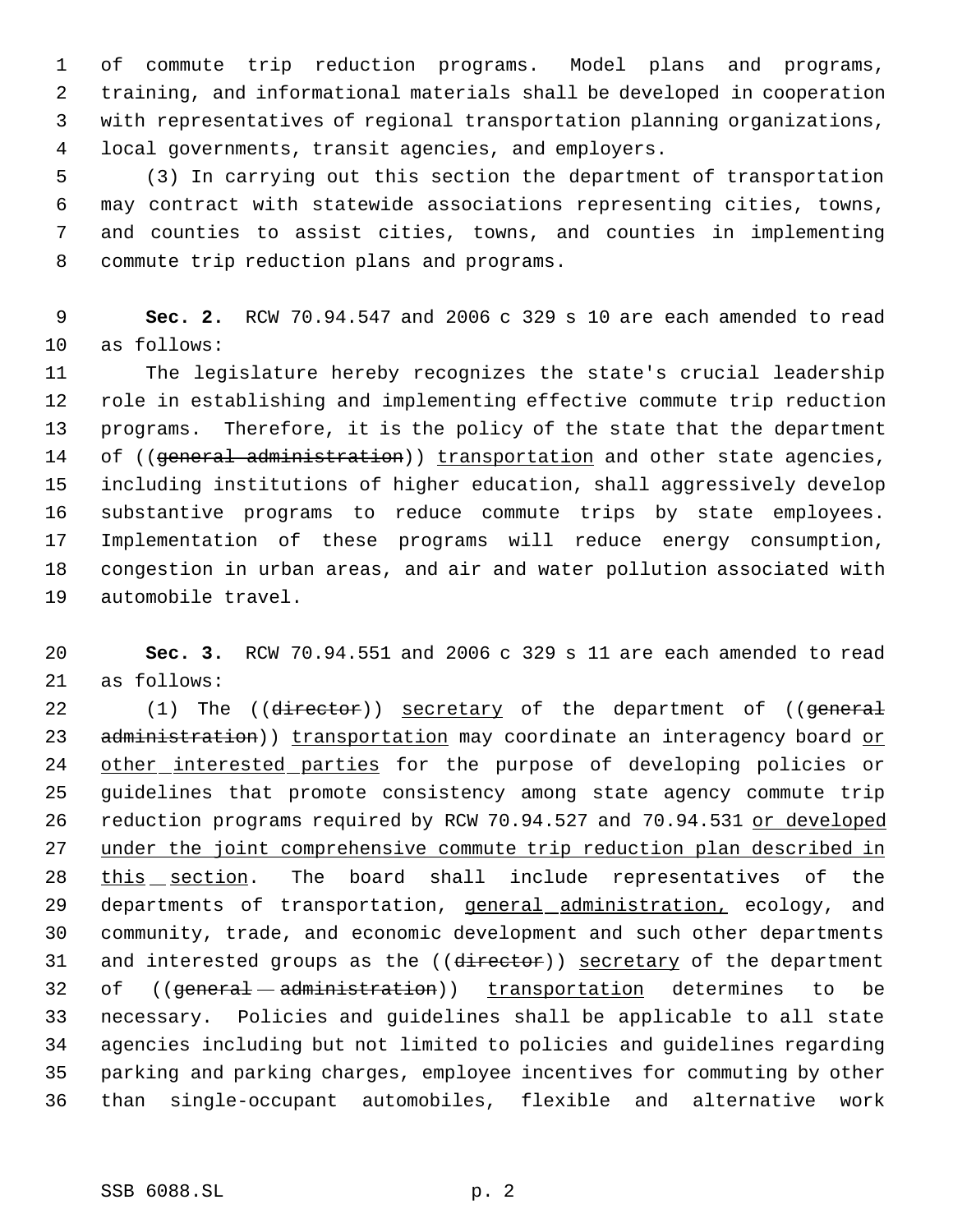of commute trip reduction programs. Model plans and programs, training, and informational materials shall be developed in cooperation with representatives of regional transportation planning organizations, local governments, transit agencies, and employers.

(3) In carrying out this section the department of transportation may contract with statewide associations representing cities, towns, and counties to assist cities, towns, and counties in implementing commute trip reduction plans and programs.

**Sec. 2.** RCW 70.94.547 and 2006 c 329 s 10 are each amended to read as follows:

The legislature hereby recognizes the state's crucial leadership role in establishing and implementing effective commute trip reduction programs. Therefore, it is the policy of the state that the department of ((~~general administration~~)) <u>transportation</u> and other state agencies, including institutions of higher education, shall aggressively develop substantive programs to reduce commute trips by state employees. Implementation of these programs will reduce energy consumption, congestion in urban areas, and air and water pollution associated with automobile travel.

**Sec. 3.** RCW 70.94.551 and 2006 c 329 s 11 are each amended to read as follows:

(1) The ((~~director~~)) <u>secretary</u> of the department of ((~~general administration~~)) <u>transportation</u> may coordinate an interagency board <u>or other interested parties</u> for the purpose of developing policies or guidelines that promote consistency among state agency commute trip reduction programs required by RCW 70.94.527 and 70.94.531 <u>or developed under the joint comprehensive commute trip reduction plan described in this section</u>. The board shall include representatives of the departments of transportation, <u>general administration,</u> ecology, and community, trade, and economic development and such other departments and interested groups as the ((~~director~~)) <u>secretary</u> of the department of ((~~general administration~~)) <u>transportation</u> determines to be necessary. Policies and guidelines shall be applicable to all state agencies including but not limited to policies and guidelines regarding parking and parking charges, employee incentives for commuting by other than single-occupant automobiles, flexible and alternative work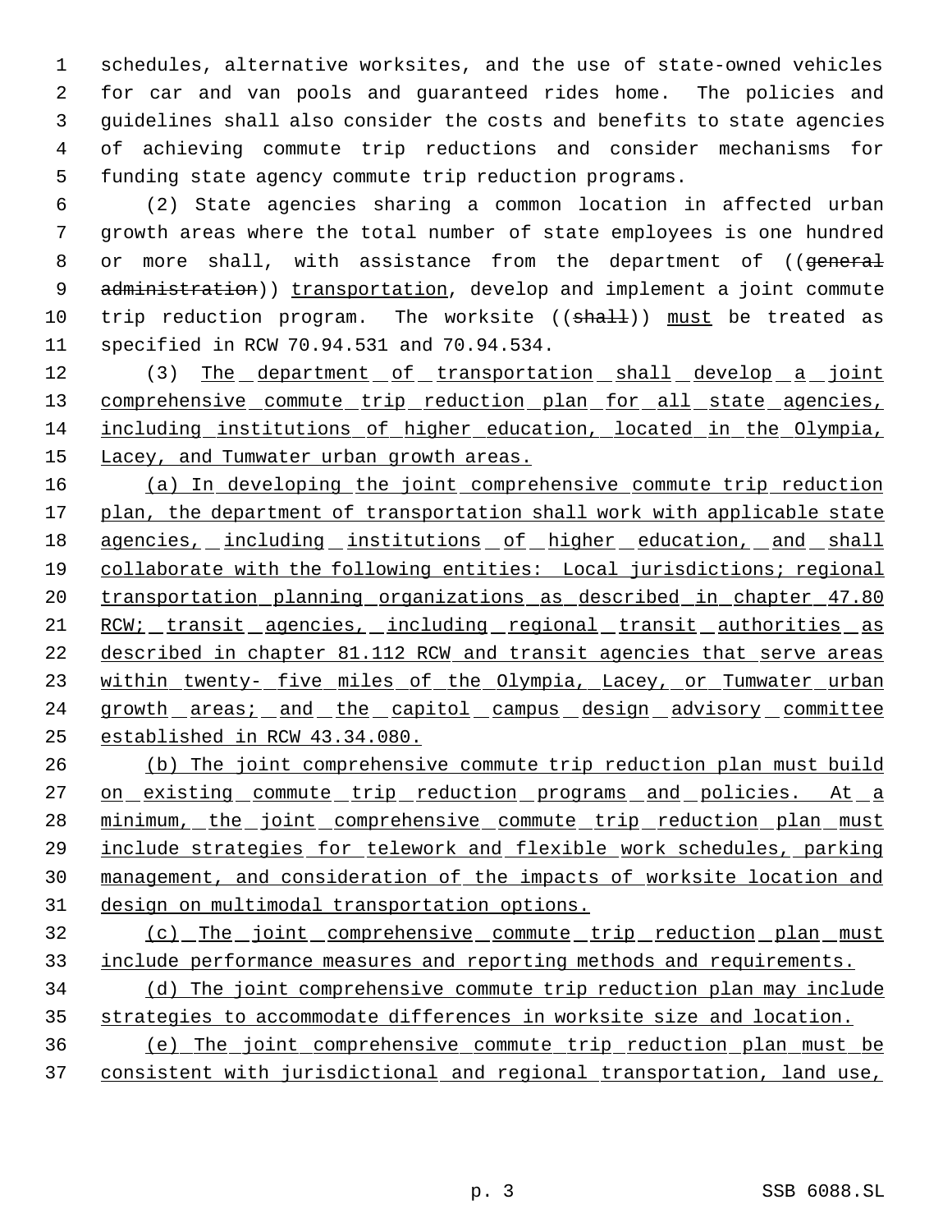schedules, alternative worksites, and the use of state-owned vehicles for car and van pools and guaranteed rides home. The policies and guidelines shall also consider the costs and benefits to state agencies of achieving commute trip reductions and consider mechanisms for funding state agency commute trip reduction programs.

(2) State agencies sharing a common location in affected urban growth areas where the total number of state employees is one hundred or more shall, with assistance from the department of ((~~general administration~~)) transportation, develop and implement a joint commute trip reduction program. The worksite ((~~shall~~)) must be treated as specified in RCW 70.94.531 and 70.94.534.

(3) The department of transportation shall develop a joint comprehensive commute trip reduction plan for all state agencies, including institutions of higher education, located in the Olympia, Lacey, and Tumwater urban growth areas.

(a) In developing the joint comprehensive commute trip reduction plan, the department of transportation shall work with applicable state agencies, including institutions of higher education, and shall collaborate with the following entities: Local jurisdictions; regional transportation planning organizations as described in chapter 47.80 RCW; transit agencies, including regional transit authorities as described in chapter 81.112 RCW and transit agencies that serve areas within twenty- five miles of the Olympia, Lacey, or Tumwater urban growth areas; and the capitol campus design advisory committee established in RCW 43.34.080.

(b) The joint comprehensive commute trip reduction plan must build on existing commute trip reduction programs and policies. At a minimum, the joint comprehensive commute trip reduction plan must include strategies for telework and flexible work schedules, parking management, and consideration of the impacts of worksite location and design on multimodal transportation options.

(c) The joint comprehensive commute trip reduction plan must include performance measures and reporting methods and requirements.

(d) The joint comprehensive commute trip reduction plan may include strategies to accommodate differences in worksite size and location.

(e) The joint comprehensive commute trip reduction plan must be consistent with jurisdictional and regional transportation, land use,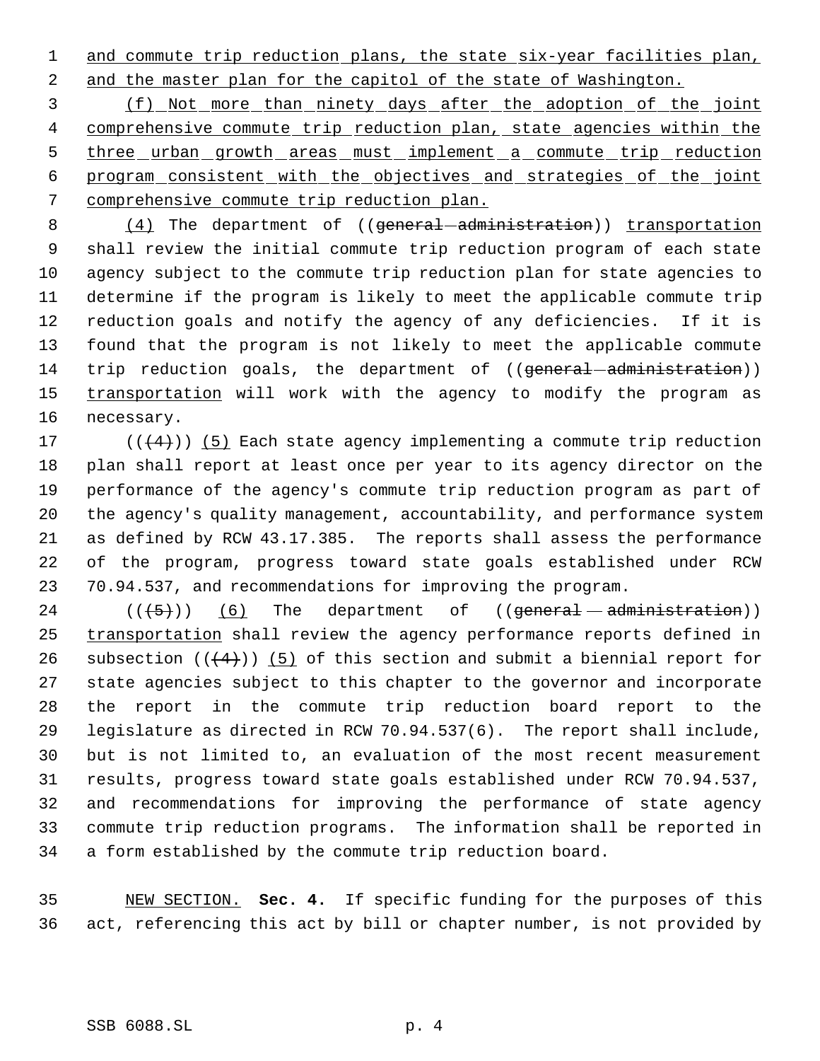and commute trip reduction plans, the state six-year facilities plan, and the master plan for the capitol of the state of Washington.

(f) Not more than ninety days after the adoption of the joint comprehensive commute trip reduction plan, state agencies within the three urban growth areas must implement a commute trip reduction program consistent with the objectives and strategies of the joint comprehensive commute trip reduction plan.

(4) The department of ((~~general administration~~)) transportation shall review the initial commute trip reduction program of each state agency subject to the commute trip reduction plan for state agencies to determine if the program is likely to meet the applicable commute trip reduction goals and notify the agency of any deficiencies. If it is found that the program is not likely to meet the applicable commute trip reduction goals, the department of ((~~general administration~~)) transportation will work with the agency to modify the program as necessary.

((~~(4)~~)) (5) Each state agency implementing a commute trip reduction plan shall report at least once per year to its agency director on the performance of the agency's commute trip reduction program as part of the agency's quality management, accountability, and performance system as defined by RCW 43.17.385. The reports shall assess the performance of the program, progress toward state goals established under RCW 70.94.537, and recommendations for improving the program.

((~~(5)~~)) (6) The department of ((~~general administration~~)) transportation shall review the agency performance reports defined in subsection ((~~(4)~~)) (5) of this section and submit a biennial report for state agencies subject to this chapter to the governor and incorporate the report in the commute trip reduction board report to the legislature as directed in RCW 70.94.537(6). The report shall include, but is not limited to, an evaluation of the most recent measurement results, progress toward state goals established under RCW 70.94.537, and recommendations for improving the performance of state agency commute trip reduction programs. The information shall be reported in a form established by the commute trip reduction board.

NEW SECTION. **Sec. 4.** If specific funding for the purposes of this act, referencing this act by bill or chapter number, is not provided by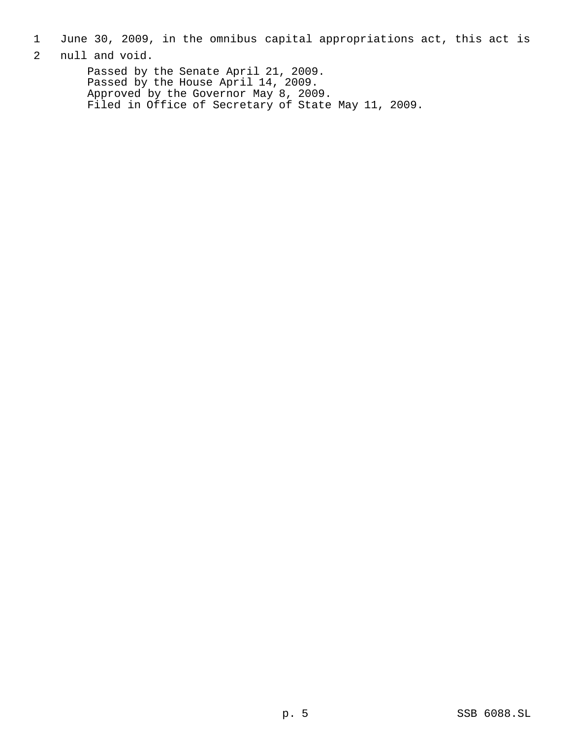June 30, 2009, in the omnibus capital appropriations act, this act is null and void.

Passed by the Senate April 21, 2009.
Passed by the House April 14, 2009.
Approved by the Governor May 8, 2009.
Filed in Office of Secretary of State May 11, 2009.